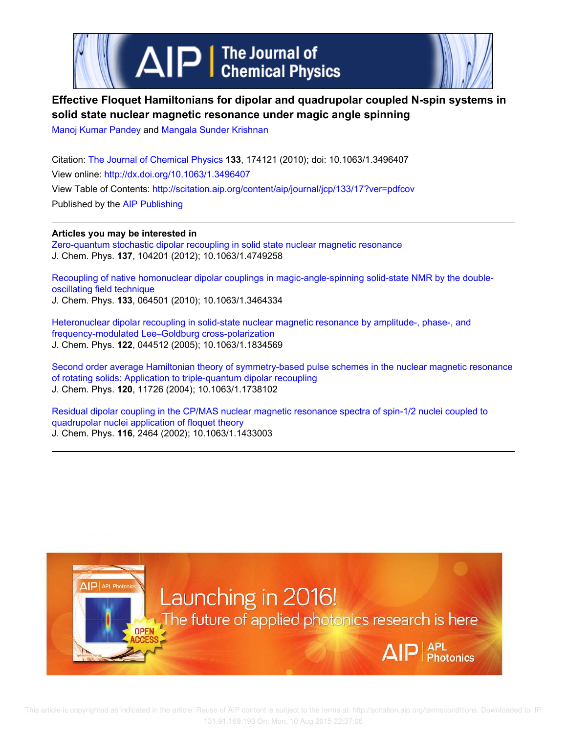# Effective Floquet Hamiltonians for dipolar and quadrupolar coupled N-spin systems in solid state nuclear magnetic resonance under magic angle spinning

Manoj Kumar Pandey and Mangala Sunder Krishnan

Citation: The Journal of Chemical Physics **133**, 174121 (2010); doi: 10.1063/1.3496407

View online: http://dx.doi.org/10.1063/1.3496407

View Table of Contents: http://scitation.aip.org/content/aip/journal/jcp/133/17?ver=pdfcov

Published by the AIP Publishing

---

**Articles you may be interested in**

Zero-quantum stochastic dipolar recoupling in solid state nuclear magnetic resonance
J. Chem. Phys. **137**, 104201 (2012); 10.1063/1.4749258

Recoupling of native homonuclear dipolar couplings in magic-angle-spinning solid-state NMR by the double-oscillating field technique
J. Chem. Phys. **133**, 064501 (2010); 10.1063/1.3464334

Heteronuclear dipolar recoupling in solid-state nuclear magnetic resonance by amplitude-, phase-, and frequency-modulated Lee–Goldburg cross-polarization
J. Chem. Phys. **122**, 044512 (2005); 10.1063/1.1834569

Second order average Hamiltonian theory of symmetry-based pulse schemes in the nuclear magnetic resonance of rotating solids: Application to triple-quantum dipolar recoupling
J. Chem. Phys. **120**, 11726 (2004); 10.1063/1.1738102

Residual dipolar coupling in the CP/MAS nuclear magnetic resonance spectra of spin-1/2 nuclei coupled to quadrupolar nuclei application of floquet theory
J. Chem. Phys. **116**, 2464 (2002); 10.1063/1.1433003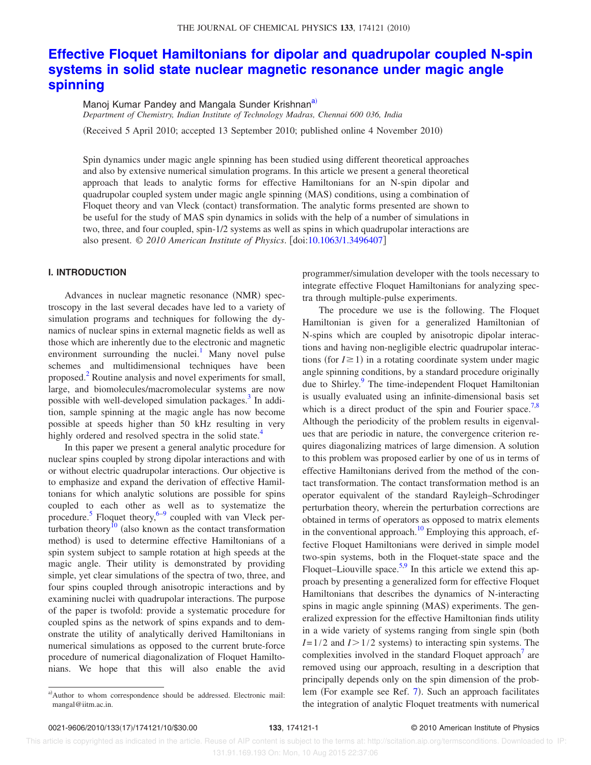# Effective Floquet Hamiltonians for dipolar and quadrupolar coupled N-spin systems in solid state nuclear magnetic resonance under magic angle spinning

Manoj Kumar Pandey and Mangala Sunder Krishnan[a)]

*Department of Chemistry, Indian Institute of Technology Madras, Chennai 600 036, India*

(Received 5 April 2010; accepted 13 September 2010; published online 4 November 2010)

Spin dynamics under magic angle spinning has been studied using different theoretical approaches and also by extensive numerical simulation programs. In this article we present a general theoretical approach that leads to analytic forms for effective Hamiltonians for an N-spin dipolar and quadrupolar coupled system under magic angle spinning (MAS) conditions, using a combination of Floquet theory and van Vleck (contact) transformation. The analytic forms presented are shown to be useful for the study of MAS spin dynamics in solids with the help of a number of simulations in two, three, and four coupled, spin-1/2 systems as well as spins in which quadrupolar interactions are also present. © *2010 American Institute of Physics*. [doi:10.1063/1.3496407]

## I. INTRODUCTION

Advances in nuclear magnetic resonance (NMR) spectroscopy in the last several decades have led to a variety of simulation programs and techniques for following the dynamics of nuclear spins in external magnetic fields as well as those which are inherently due to the electronic and magnetic environment surrounding the nuclei.[1] Many novel pulse schemes and multidimensional techniques have been proposed.[2] Routine analysis and novel experiments for small, large, and biomolecules/macromolecular systems are now possible with well-developed simulation packages.[3] In addition, sample spinning at the magic angle has now become possible at speeds higher than 50 kHz resulting in very highly ordered and resolved spectra in the solid state.[4]

In this paper we present a general analytic procedure for nuclear spins coupled by strong dipolar interactions and with or without electric quadrupolar interactions. Our objective is to emphasize and expand the derivation of effective Hamiltonians for which analytic solutions are possible for spins coupled to each other as well as to systematize the procedure.[5] Floquet theory,[6–9] coupled with van Vleck perturbation theory[10] (also known as the contact transformation method) is used to determine effective Hamiltonians of a spin system subject to sample rotation at high speeds at the magic angle. Their utility is demonstrated by providing simple, yet clear simulations of the spectra of two, three, and four spins coupled through anisotropic interactions and by examining nuclei with quadrupolar interactions. The purpose of the paper is twofold: provide a systematic procedure for coupled spins as the network of spins expands and to demonstrate the utility of analytically derived Hamiltonians in numerical simulations as opposed to the current brute-force procedure of numerical diagonalization of Floquet Hamiltonians. We hope that this will also enable the avid programmer/simulation developer with the tools necessary to integrate effective Floquet Hamiltonians for analyzing spectra through multiple-pulse experiments.

The procedure we use is the following. The Floquet Hamiltonian is given for a generalized Hamiltonian of N-spins which are coupled by anisotropic dipolar interactions and having non-negligible electric quadrupolar interactions (for $I \geq 1$) in a rotating coordinate system under magic angle spinning conditions, by a standard procedure originally due to Shirley.[9] The time-independent Floquet Hamiltonian is usually evaluated using an infinite-dimensional basis set which is a direct product of the spin and Fourier space.[7,8] Although the periodicity of the problem results in eigenvalues that are periodic in nature, the convergence criterion requires diagonalizing matrices of large dimension. A solution to this problem was proposed earlier by one of us in terms of effective Hamiltonians derived from the method of the contact transformation. The contact transformation method is an operator equivalent of the standard Rayleigh–Schrodinger perturbation theory, wherein the perturbation corrections are obtained in terms of operators as opposed to matrix elements in the conventional approach.[10] Employing this approach, effective Floquet Hamiltonians were derived in simple model two-spin systems, both in the Floquet-state space and the Floquet–Liouville space.[5,9] In this article we extend this approach by presenting a generalized form for effective Floquet Hamiltonians that describes the dynamics of N-interacting spins in magic angle spinning (MAS) experiments. The generalized expression for the effective Hamiltonian finds utility in a wide variety of systems ranging from single spin (both $I=1/2$ and $I>1/2$ systems) to interacting spin systems. The complexities involved in the standard Floquet approach[7] are removed using our approach, resulting in a description that principally depends only on the spin dimension of the problem (For example see Ref. 7). Such an approach facilitates the integration of analytic Floquet treatments with numerical

[a)]Author to whom correspondence should be addressed. Electronic mail: mangal@iitm.ac.in.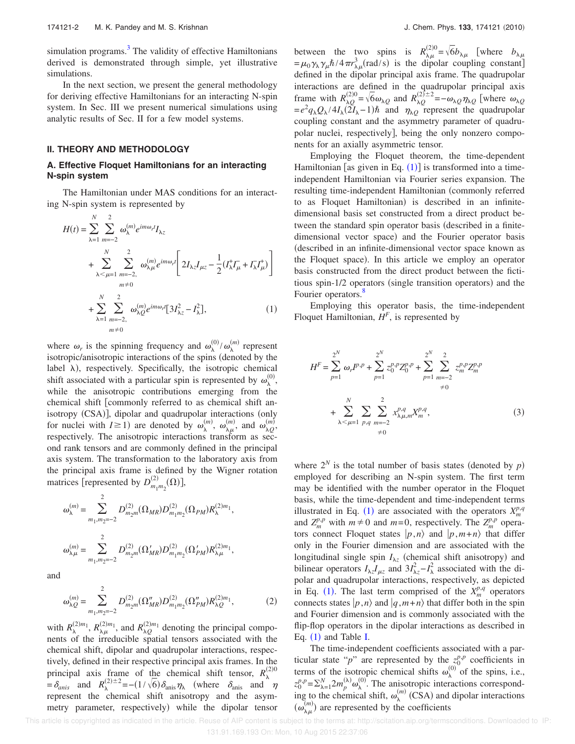simulation programs.[3] The validity of effective Hamiltonians derived is demonstrated through simple, yet illustrative simulations.

In the next section, we present the general methodology for deriving effective Hamiltonians for an interacting N-spin system. In Sec. III we present numerical simulations using analytic results of Sec. II for a few model systems.

## II. THEORY AND METHODOLOGY

### A. Effective Floquet Hamiltonians for an interacting N-spin system

The Hamiltonian under MAS conditions for an interacting N-spin system is represented by

$$
\begin{aligned}
H(t) = & \sum_{\lambda=1}^{N} \sum_{m=-2}^{2} \omega_{\lambda}^{(m)} e^{im\omega_r t} I_{\lambda z} \\
& + \sum_{\lambda<\mu=1}^{N} \sum_{\substack{m=-2,\\ m\neq 0}}^{2} \omega_{\lambda\mu}^{(m)} e^{im\omega_r t} \left[ 2I_{\lambda z}I_{\mu z} - \frac{1}{2}(I_{\lambda}^{+}I_{\mu}^{-} + I_{\lambda}^{-}I_{\mu}^{+}) \right] \\
& + \sum_{\lambda=1}^{N} \sum_{\substack{m=-2,\\ m\neq 0}}^{2} \omega_{\lambda Q}^{(m)} e^{im\omega_r t} [3I_{\lambda z}^2 - I_{\lambda}^2], \qquad (1)
\end{aligned}
$$

where $\omega_r$ is the spinning frequency and $\omega_{\lambda}^{(0)}/\omega_{\lambda}^{(m)}$ represent isotropic/anisotropic interactions of the spins (denoted by the label $\lambda$), respectively. Specifically, the isotropic chemical shift associated with a particular spin is represented by $\omega_{\lambda}^{(0)}$, while the anisotropic contributions emerging from the chemical shift [commonly referred to as chemical shift anisotropy (CSA)], dipolar and quadrupolar interactions (only for nuclei with $I \geq 1$) are denoted by $\omega_{\lambda}^{(m)}$, $\omega_{\lambda\mu}^{(m)}$, and $\omega_{\lambda Q}^{(m)}$, respectively. The anisotropic interactions transform as second rank tensors and are commonly defined in the principal axis system. The transformation to the laboratory axis from the principal axis frame is defined by the Wigner rotation matrices [represented by $D_{m_1 m_2}^{(2)}(\Omega)$],

$$
\omega_{\lambda}^{(m)} = \sum_{m_1,m_2=-2}^{2} D_{m_2 m}^{(2)}(\Omega_{MR}) D_{m_1 m_2}^{(2)}(\Omega_{PM}) R_{\lambda}^{(2)m_1},
$$

$$
\omega_{\lambda\mu}^{(m)} = \sum_{m_1,m_2=-2}^{2} D_{m_2 m}^{(2)}(\Omega'_{MR}) D_{m_1 m_2}^{(2)}(\Omega'_{PM}) R_{\lambda\mu}^{(2)m_1},
$$

and

$$
\omega_{\lambda Q}^{(m)} = \sum_{m_1,m_2=-2}^{2} D_{m_2 m}^{(2)}(\Omega''_{MR}) D_{m_1 m_2}^{(2)}(\Omega''_{PM}) R_{\lambda Q}^{(2)m_1}, \qquad (2)
$$

with $R_{\lambda}^{(2)m_1}$, $R_{\lambda\mu}^{(2)m_1}$, and $R_{\lambda Q}^{(2)m_1}$ denoting the principal components of the irreducible spatial tensors associated with the chemical shift, dipolar and quadrupolar interactions, respectively, defined in their respective principal axis frames. In the principal axis frame of the chemical shift tensor, $R_{\lambda}^{(2)0} = \delta_{anis}$ and $R_{\lambda}^{(2)\pm 2} = -(1/\sqrt{6})\delta_{\text{anis}}\eta_{\lambda}$ (where $\delta_{\text{anis}}$ and $\eta$ represent the chemical shift anisotropy and the asymmetry parameter, respectively) while the dipolar tensor between the two spins is $R_{\lambda\mu}^{(2)0} = \sqrt{6}b_{\lambda\mu}$ [where $b_{\lambda\mu} = \mu_0\gamma_{\lambda}\gamma_{\mu}\hbar/4\pi r_{\lambda\mu}^3$(rad/s) is the dipolar coupling constant] defined in the dipolar principal axis frame. The quadrupolar interactions are defined in the quadrupolar principal axis frame with $R_{\lambda Q}^{(2)0} = \sqrt{6}\omega_{\lambda Q}$ and $R_{\lambda Q}^{(2)\pm 2} = -\omega_{\lambda Q}\eta_{\lambda Q}$ [where $\omega_{\lambda Q} = e^2 q_{\lambda} Q_{\lambda}/4I_{\lambda}(2I_{\lambda}-1)\hbar$ and $\eta_{\lambda Q}$ represent the quadrupolar coupling constant and the asymmetry parameter of quadrupolar nuclei, respectively], being the only nonzero components for an axially asymmetric tensor.

Employing the Floquet theorem, the time-dependent Hamiltonian [as given in Eq. (1)] is transformed into a time-independent Hamiltonian via Fourier series expansion. The resulting time-independent Hamiltonian (commonly referred to as Floquet Hamiltonian) is described in an infinite-dimensional basis set constructed from a direct product between the standard spin operator basis (described in a finite-dimensional vector space) and the Fourier operator basis (described in an infinite-dimensional vector space known as the Floquet space). In this article we employ an operator basis constructed from the direct product between the fictitious spin-1/2 operators (single transition operators) and the Fourier operators.[8]

Employing this operator basis, the time-independent Floquet Hamiltonian, $H^F$, is represented by

$$
\begin{aligned}
H^F = & \sum_{p=1}^{2^N} \omega_r I^{p,p} + \sum_{p=1}^{2^N} z_0^{p,p} Z_0^{p,p} + \sum_{p=1}^{2^N} \sum_{\substack{m=-2\\ \neq 0}}^{2} z_m^{p,p} Z_m^{p,p} \\
& + \sum_{\lambda<\mu=1}^{N} \sum_{p,q} \sum_{\substack{m=-2\\ \neq 0}}^{2} x_{\lambda\mu,m}^{p,q} X_m^{p,q}, \qquad (3)
\end{aligned}
$$

where $2^N$ is the total number of basis states (denoted by $p$) employed for describing an N-spin system. The first term may be identified with the number operator in the Floquet basis, while the time-dependent and time-independent terms illustrated in Eq. (1) are associated with the operators $X_m^{p,q}$ and $Z_m^{p,p}$ with $m \neq 0$ and $m=0$, respectively. The $Z_m^{p,p}$ operators connect Floquet states $|p,n\rangle$ and $|p,m+n\rangle$ that differ only in the Fourier dimension and are associated with the longitudinal single spin $I_{\lambda z}$ (chemical shift anisotropy) and bilinear operators $I_{\lambda z}I_{\mu z}$ and $3I_{\lambda z}^2 - I_{\lambda}^2$ associated with the dipolar and quadrupolar interactions, respectively, as depicted in Eq. (1). The last term comprised of the $X_m^{p,q}$ operators connects states $|p,n\rangle$ and $|q,m+n\rangle$ that differ both in the spin and Fourier dimension and is commonly associated with the flip-flop operators in the dipolar interactions as described in Eq. (1) and Table I.

The time-independent coefficients associated with a particular state "$p$" are represented by the $z_0^{p,p}$ coefficients in terms of the isotropic chemical shifts $\omega_{\lambda}^{(0)}$ of the spins, i.e., $z_0^{p,p} = \Sigma_{\lambda=1}^{N} 2m_p^{(\lambda)}\omega_{\lambda}^{(0)}$. The anisotropic interactions corresponding to the chemical shift, $\omega_{\lambda}^{(m)}$ (CSA) and dipolar interactions ($\omega_{\lambda\mu}^{(m)}$) are represented by the coefficients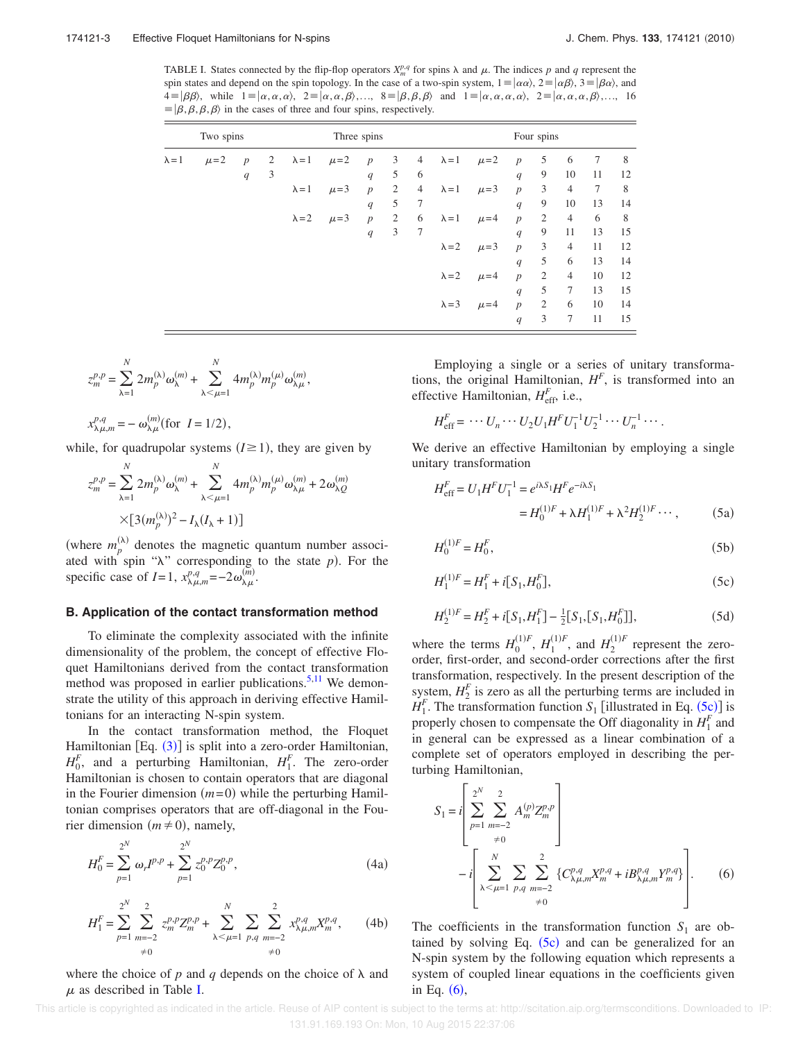TABLE I. States connected by the flip-flop operators $X_m^{p,q}$ for spins $\lambda$ and $\mu$. The indices $p$ and $q$ represent the spin states and depend on the spin topology. In the case of a two-spin system, $1 \equiv |\alpha\alpha\rangle$, $2 \equiv |\alpha\beta\rangle$, $3 \equiv |\beta\alpha\rangle$, and $4 \equiv |\beta\beta\rangle$, while $1 \equiv |\alpha,\alpha,\alpha\rangle$, $2 \equiv |\alpha,\alpha,\beta\rangle,\ldots$, $8 \equiv |\beta,\beta,\beta\rangle$ and $1 \equiv |\alpha,\alpha,\alpha,\alpha\rangle$, $2 \equiv |\alpha,\alpha,\alpha,\beta\rangle,\ldots$, $16 \equiv |\beta,\beta,\beta,\beta\rangle$ in the cases of three and four spins, respectively.

| Two spins | | | | Three spins | | | | | Four spins | | | | | | |
|---|---|---|---|---|---|---|---|---|---|---|---|---|---|---|---|
| $\lambda=1$ | $\mu=2$ | $p$ | 2 | $\lambda=1$ | $\mu=2$ | $p$ | 3 | 4 | $\lambda=1$ | $\mu=2$ | $p$ | 5 | 6 | 7 | 8 |
| | | $q$ | 3 | | | $q$ | 5 | 6 | | | $q$ | 9 | 10 | 11 | 12 |
| | | | | $\lambda=1$ | $\mu=3$ | $p$ | 2 | 4 | $\lambda=1$ | $\mu=3$ | $p$ | 3 | 4 | 7 | 8 |
| | | | | | | $q$ | 5 | 7 | | | $q$ | 9 | 10 | 13 | 14 |
| | | | | $\lambda=2$ | $\mu=3$ | $p$ | 2 | 6 | $\lambda=1$ | $\mu=4$ | $p$ | 2 | 4 | 6 | 8 |
| | | | | | | $q$ | 3 | 7 | | | $q$ | 9 | 11 | 13 | 15 |
| | | | | | | | | | $\lambda=2$ | $\mu=3$ | $p$ | 3 | 4 | 11 | 12 |
| | | | | | | | | | | | $q$ | 5 | 6 | 13 | 14 |
| | | | | | | | | | $\lambda=2$ | $\mu=4$ | $p$ | 2 | 4 | 10 | 12 |
| | | | | | | | | | | | $q$ | 5 | 7 | 13 | 15 |
| | | | | | | | | | $\lambda=3$ | $\mu=4$ | $p$ | 2 | 6 | 10 | 14 |
| | | | | | | | | | | | $q$ | 3 | 7 | 11 | 15 |

$$z_m^{p,p} = \sum_{\lambda=1}^{N} 2m_p^{(\lambda)}\omega_\lambda^{(m)} + \sum_{\lambda<\mu=1}^{N} 4m_p^{(\lambda)}m_p^{(\mu)}\omega_{\lambda\mu}^{(m)},$$

$$x_{\lambda\mu,m}^{p,q} = -\,\omega_{\lambda\mu}^{(m)}(\text{for } I=1/2),$$

while, for quadrupolar systems ($I \geq 1$), they are given by

$$z_m^{p,p} = \sum_{\lambda=1}^{N} 2m_p^{(\lambda)}\omega_\lambda^{(m)} + \sum_{\lambda<\mu=1}^{N} 4m_p^{(\lambda)}m_p^{(\mu)}\omega_{\lambda\mu}^{(m)} + 2\omega_{\lambda Q}^{(m)} \times [3(m_p^{(\lambda)})^2 - I_\lambda(I_\lambda+1)]$$

(where $m_p^{(\lambda)}$ denotes the magnetic quantum number associated with spin "$\lambda$" corresponding to the state $p$). For the specific case of $I=1$, $x_{\lambda\mu,m}^{p,q} = -2\omega_{\lambda\mu}^{(m)}$.

### B. Application of the contact transformation method

To eliminate the complexity associated with the infinite dimensionality of the problem, the concept of effective Floquet Hamiltonians derived from the contact transformation method was proposed in earlier publications.[5,11] We demonstrate the utility of this approach in deriving effective Hamiltonians for an interacting N-spin system.

In the contact transformation method, the Floquet Hamiltonian [Eq. (3)] is split into a zero-order Hamiltonian, $H_0^F$, and a perturbing Hamiltonian, $H_1^F$. The zero-order Hamiltonian is chosen to contain operators that are diagonal in the Fourier dimension ($m=0$) while the perturbing Hamiltonian comprises operators that are off-diagonal in the Fourier dimension ($m \neq 0$), namely,

$$H_0^F = \sum_{p=1}^{2^N} \omega_r I^{p,p} + \sum_{p=1}^{2^N} z_0^{p,p} Z_0^{p,p}, \tag{4a}$$

$$H_1^F = \sum_{p=1}^{2^N} \sum_{\substack{m=-2\\ \neq 0}}^{2} z_m^{p,p} Z_m^{p,p} + \sum_{\lambda<\mu=1}^{N} \sum_{p,q} \sum_{\substack{m=-2\\ \neq 0}}^{2} x_{\lambda\mu,m}^{p,q} X_m^{p,q}, \tag{4b}$$

where the choice of $p$ and $q$ depends on the choice of $\lambda$ and $\mu$ as described in Table I.

Employing a single or a series of unitary transformations, the original Hamiltonian, $H^F$, is transformed into an effective Hamiltonian, $H_{\text{eff}}^F$, i.e.,

$$H_{\text{eff}}^F = \cdots U_n \cdots U_2 U_1 H^F U_1^{-1} U_2^{-1} \cdots U_n^{-1} \cdots .$$

We derive an effective Hamiltonian by employing a single unitary transformation

$$H_{\text{eff}}^F = U_1 H^F U_1^{-1} = e^{i\lambda S_1} H^F e^{-i\lambda S_1} = H_0^{(1)F} + \lambda H_1^{(1)F} + \lambda^2 H_2^{(1)F} \cdots, \tag{5a}$$

$$H_0^{(1)F} = H_0^F, \tag{5b}$$

$$H_1^{(1)F} = H_1^F + i[S_1, H_0^F], \tag{5c}$$

$$H_2^{(1)F} = H_2^F + i[S_1, H_1^F] - \tfrac{1}{2}[S_1,[S_1,H_0^F]], \tag{5d}$$

where the terms $H_0^{(1)F}$, $H_1^{(1)F}$, and $H_2^{(1)F}$ represent the zero-order, first-order, and second-order corrections after the first transformation, respectively. In the present description of the system, $H_2^F$ is zero as all the perturbing terms are included in $H_1^F$. The transformation function $S_1$ [illustrated in Eq. (5c)] is properly chosen to compensate the Off diagonality in $H_1^F$ and in general can be expressed as a linear combination of a complete set of operators employed in describing the perturbing Hamiltonian,

$$S_1 = i\left[\sum_{p=1}^{2^N} \sum_{\substack{m=-2\\ \neq 0}}^{2} A_m^{(p)} Z_m^{p,p}\right] - i\left[\sum_{\lambda<\mu=1}^{N} \sum_{p,q} \sum_{\substack{m=-2\\ \neq 0}}^{2} \{C_{\lambda\mu,m}^{p,q} X_m^{p,q} + iB_{\lambda\mu,m}^{p,q} Y_m^{p,q}\}\right]. \tag{6}$$

The coefficients in the transformation function $S_1$ are obtained by solving Eq. (5c) and can be generalized for an N-spin system by the following equation which represents a system of coupled linear equations in the coefficients given in Eq. (6),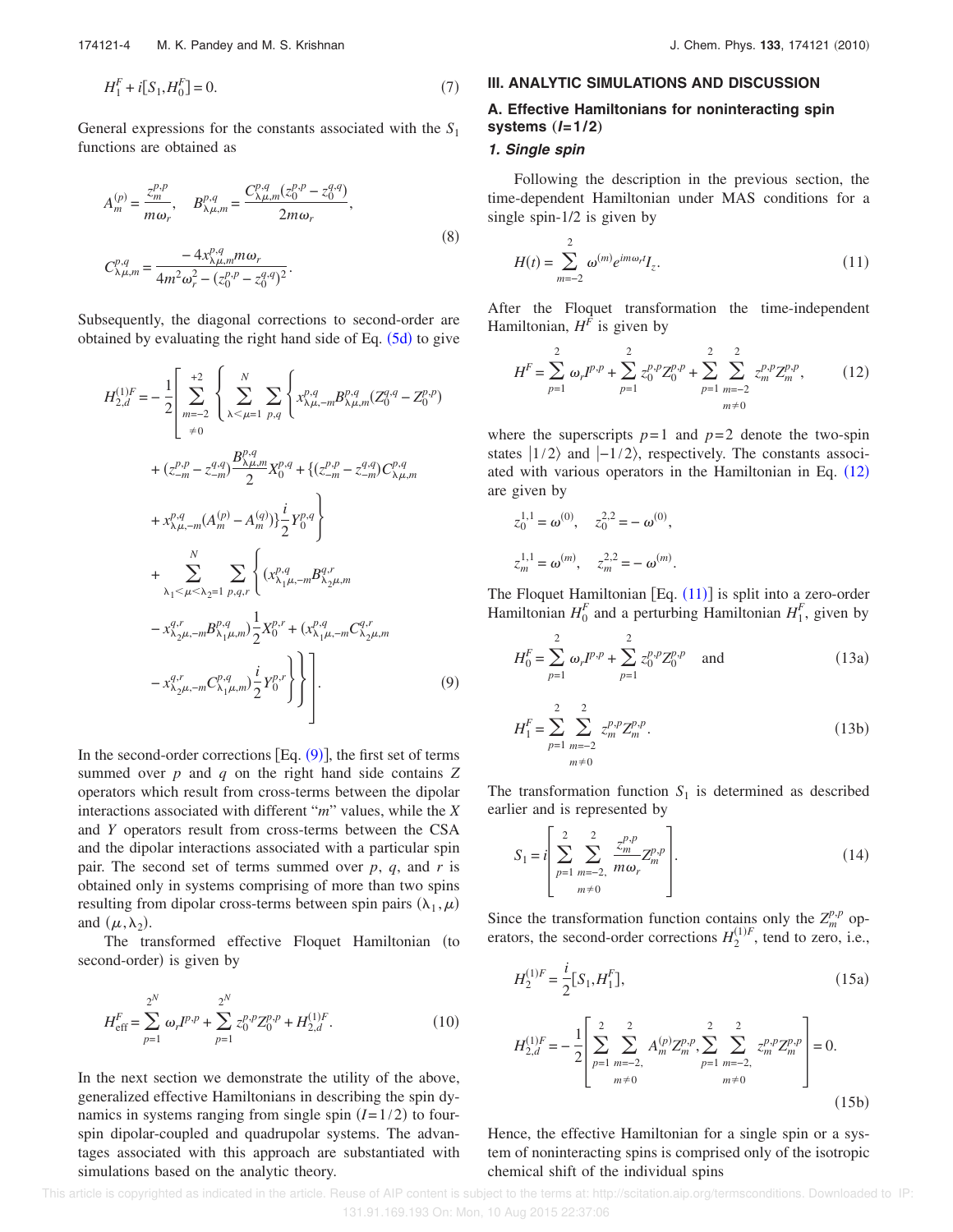$$H_1^F + i[S_1, H_0^F] = 0. \tag{7}$$

General expressions for the constants associated with the $S_1$ functions are obtained as

$$A_m^{(p)} = \frac{z_m^{p,p}}{m\omega_r}, \quad B_{\lambda\mu,m}^{p,q} = \frac{C_{\lambda\mu,m}^{p,q}(z_0^{p,p} - z_0^{q,q})}{2m\omega_r},$$

$$C_{\lambda\mu,m}^{p,q} = \frac{-4x_{\lambda\mu,m}^{p,q} m\omega_r}{4m^2\omega_r^2 - (z_0^{p,p} - z_0^{q,q})^2}. \tag{8}$$

Subsequently, the diagonal corrections to second-order are obtained by evaluating the right hand side of Eq. (5d) to give

$$\begin{aligned} H_{2,d}^{(1)F} = -\frac{1}{2}\Bigg[ \sum_{\substack{m=-2 \\ \neq 0}}^{+2} \Bigg\{ & \sum_{\lambda<\mu=1}^{N} \sum_{p,q} \Big\{ x_{\lambda\mu,-m}^{p,q} B_{\lambda\mu,m}^{p,q} (Z_0^{q,q} - Z_0^{p,p}) \\ & + (z_{-m}^{p,p} - z_{-m}^{q,q}) \frac{B_{\lambda\mu,m}^{p,q}}{2} X_0^{p,q} + \{(z_{-m}^{p,p} - z_{-m}^{q,q}) C_{\lambda\mu,m}^{p,q} \\ & + x_{\lambda\mu,-m}^{p,q} (A_m^{(p)} - A_m^{(q)})\} \frac{i}{2} Y_0^{p,q} \Big\} \\ & + \sum_{\lambda_1<\mu<\lambda_2=1}^{N} \sum_{p,q,r} \Big\{ (x_{\lambda_1\mu,-m}^{p,q} B_{\lambda_2\mu,m}^{q,r} \\ & - x_{\lambda_2\mu,-m}^{q,r} B_{\lambda_1\mu,m}^{p,q}) \frac{1}{2} X_0^{p,r} + (x_{\lambda_1\mu,-m}^{p,q} C_{\lambda_2\mu,m}^{q,r} \\ & - x_{\lambda_2\mu,-m}^{q,r} C_{\lambda_1\mu,m}^{p,q}) \frac{i}{2} Y_0^{p,r} \Big\} \Bigg\} \Bigg]. \end{aligned} \tag{9}$$

In the second-order corrections [Eq. (9)], the first set of terms summed over $p$ and $q$ on the right hand side contains $Z$ operators which result from cross-terms between the dipolar interactions associated with different "$m$" values, while the $X$ and $Y$ operators result from cross-terms between the CSA and the dipolar interactions associated with a particular spin pair. The second set of terms summed over $p$, $q$, and $r$ is obtained only in systems comprising of more than two spins resulting from dipolar cross-terms between spin pairs $(\lambda_1, \mu)$ and $(\mu, \lambda_2)$.

The transformed effective Floquet Hamiltonian (to second-order) is given by

$$H_{\text{eff}}^F = \sum_{p=1}^{2^N} \omega_r I^{p,p} + \sum_{p=1}^{2^N} z_0^{p,p} Z_0^{p,p} + H_{2,d}^{(1)F}. \tag{10}$$

In the next section we demonstrate the utility of the above, generalized effective Hamiltonians in describing the spin dynamics in systems ranging from single spin $(I=1/2)$ to four-spin dipolar-coupled and quadrupolar systems. The advantages associated with this approach are substantiated with simulations based on the analytic theory.

## III. ANALYTIC SIMULATIONS AND DISCUSSION

### A. Effective Hamiltonians for noninteracting spin systems $(I=1/2)$

#### 1. Single spin

Following the description in the previous section, the time-dependent Hamiltonian under MAS conditions for a single spin-1/2 is given by

$$H(t) = \sum_{m=-2}^{2} \omega^{(m)} e^{im\omega_r t} I_z. \tag{11}$$

After the Floquet transformation the time-independent Hamiltonian, $H^F$ is given by

$$H^F = \sum_{p=1}^{2} \omega_r I^{p,p} + \sum_{p=1}^{2} z_0^{p,p} Z_0^{p,p} + \sum_{p=1}^{2} \sum_{\substack{m=-2 \\ m\neq 0}}^{2} z_m^{p,p} Z_m^{p,p}, \tag{12}$$

where the superscripts $p=1$ and $p=2$ denote the two-spin states $|1/2\rangle$ and $|-1/2\rangle$, respectively. The constants associated with various operators in the Hamiltonian in Eq. (12) are given by

$$z_0^{1,1} = \omega^{(0)}, \quad z_0^{2,2} = -\omega^{(0)},$$

$$z_m^{1,1} = \omega^{(m)}, \quad z_m^{2,2} = -\omega^{(m)}.$$

The Floquet Hamiltonian [Eq. (11)] is split into a zero-order Hamiltonian $H_0^F$ and a perturbing Hamiltonian $H_1^F$, given by

$$H_0^F = \sum_{p=1}^{2} \omega_r I^{p,p} + \sum_{p=1}^{2} z_0^{p,p} Z_0^{p,p} \quad \text{and} \tag{13a}$$

$$H_1^F = \sum_{p=1}^{2} \sum_{\substack{m=-2 \\ m\neq 0}}^{2} z_m^{p,p} Z_m^{p,p}. \tag{13b}$$

The transformation function $S_1$ is determined as described earlier and is represented by

$$S_1 = i\left[ \sum_{p=1}^{2} \sum_{\substack{m=-2, \\ m\neq 0}}^{2} \frac{z_m^{p,p}}{m\omega_r} Z_m^{p,p} \right]. \tag{14}$$

Since the transformation function contains only the $Z_m^{p,p}$ operators, the second-order corrections $H_2^{(1)F}$, tend to zero, i.e.,

$$H_2^{(1)F} = \frac{i}{2}[S_1, H_1^F], \tag{15a}$$

$$H_{2,d}^{(1)F} = -\frac{1}{2}\left[ \sum_{p=1}^{2} \sum_{\substack{m=-2, \\ m\neq 0}}^{2} A_m^{(p)} Z_m^{p,p}, \sum_{p=1}^{2} \sum_{\substack{m=-2, \\ m\neq 0}}^{2} z_m^{p,p} Z_m^{p,p} \right] = 0. \tag{15b}$$

Hence, the effective Hamiltonian for a single spin or a system of noninteracting spins is comprised only of the isotropic chemical shift of the individual spins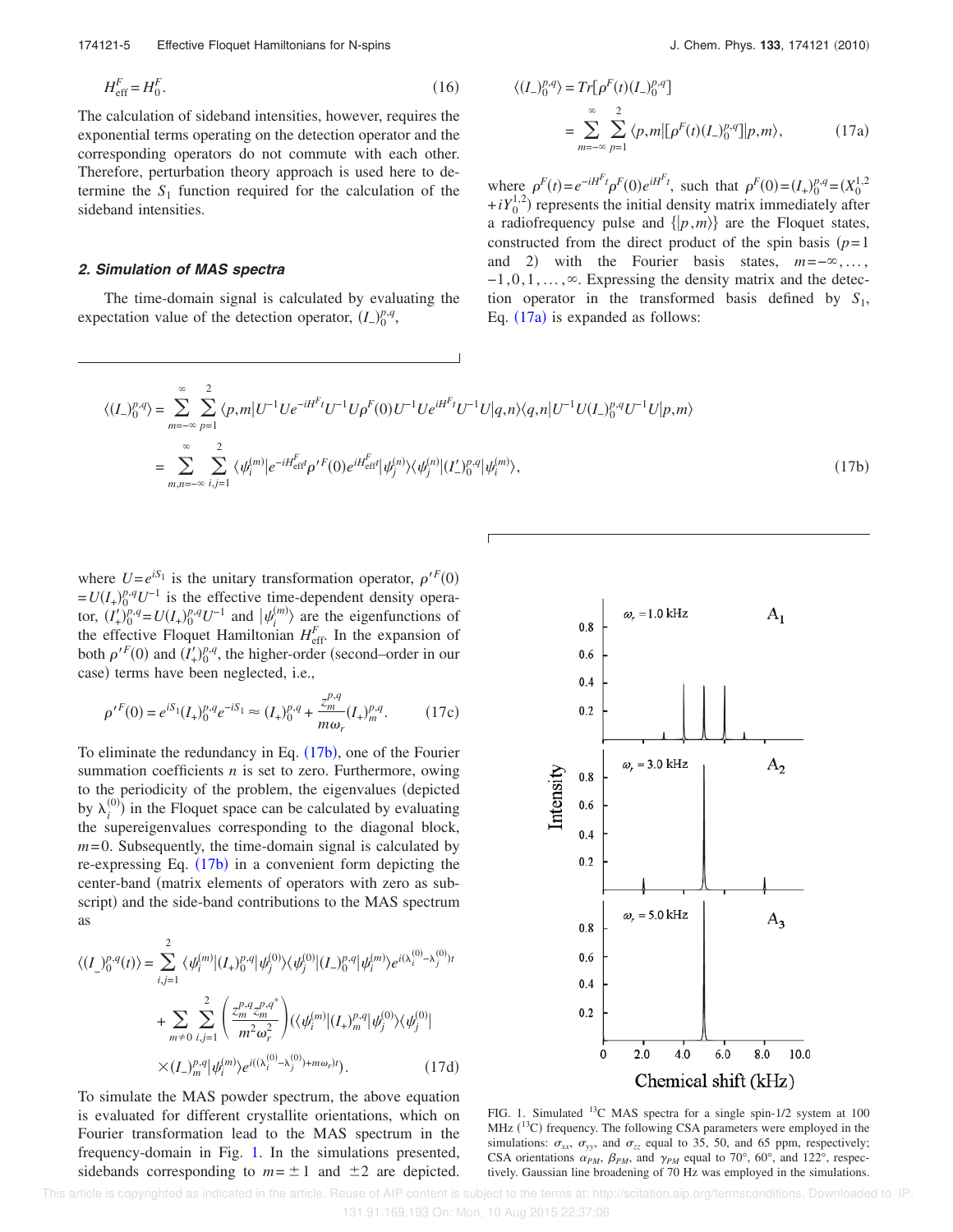$$H_{\text{eff}}^F = H_0^F. \tag{16}$$

The calculation of sideband intensities, however, requires the exponential terms operating on the detection operator and the corresponding operators do not commute with each other. Therefore, perturbation theory approach is used here to determine the $S_1$ function required for the calculation of the sideband intensities.

### 2. Simulation of MAS spectra

The time-domain signal is calculated by evaluating the expectation value of the detection operator, $(I_-)_0^{p,q}$,

$$\langle (I_-)_0^{p,q} \rangle = Tr[\rho^F(t)(I_-)_0^{p,q}]$$
$$= \sum_{m=-\infty}^{\infty} \sum_{p=1}^{2} \langle p,m|[\rho^F(t)(I_-)_0^{p,q}]|p,m\rangle, \tag{17a}$$

where $\rho^F(t) = e^{-iH^F t}\rho^F(0)e^{iH^F t}$, such that $\rho^F(0) = (I_+)_0^{p,q} = (X_0^{1,2} + iY_0^{1,2})$ represents the initial density matrix immediately after a radiofrequency pulse and $\{|p,m\rangle\}$ are the Floquet states, constructed from the direct product of the spin basis ($p=1$ and 2) with the Fourier basis states, $m=-\infty,\ldots,-1,0,1,\ldots,\infty$. Expressing the density matrix and the detection operator in the transformed basis defined by $S_1$, Eq. (17a) is expanded as follows:

$$\langle (I_-)_0^{p,q} \rangle = \sum_{m=-\infty}^{\infty} \sum_{p=1}^{2} \langle p,m|U^{-1}Ue^{-iH^F t}U^{-1}U\rho^F(0)U^{-1}Ue^{iH^F t}U^{-1}U|q,n\rangle\langle q,n|U^{-1}U(I_-)_0^{p,q}U^{-1}U|p,m\rangle$$
$$= \sum_{m,n=-\infty}^{\infty} \sum_{i,j=1}^{2} \langle \psi_i^{(m)}|e^{-iH_{\text{eff}}^F t}\rho'^F(0)e^{iH_{\text{eff}}^F t}|\psi_j^{(n)}\rangle\langle \psi_j^{(n)}|(I'_-)_0^{p,q}|\psi_i^{(m)}\rangle, \tag{17b}$$

where $U = e^{iS_1}$ is the unitary transformation operator, $\rho'^F(0) = U(I_+)_0^{p,q}U^{-1}$ is the effective time-dependent density operator, $(I'_+)_0^{p,q} = U(I_+)_0^{p,q}U^{-1}$ and $|\psi_i^{(m)}\rangle$ are the eigenfunctions of the effective Floquet Hamiltonian $H_{\text{eff}}^F$. In the expansion of both $\rho'^F(0)$ and $(I'_+)_0^{p,q}$, the higher-order (second–order in our case) terms have been neglected, i.e.,

$$\rho'^F(0) = e^{iS_1}(I_+)_0^{p,q}e^{-iS_1} \approx (I_+)_0^{p,q} + \frac{z_m^{p,q}}{m\omega_r}(I_+)_m^{p,q}. \tag{17c}$$

To eliminate the redundancy in Eq. (17b), one of the Fourier summation coefficients $n$ is set to zero. Furthermore, owing to the periodicity of the problem, the eigenvalues (depicted by $\lambda_i^{(0)}$) in the Floquet space can be calculated by evaluating the supereigenvalues corresponding to the diagonal block, $m=0$. Subsequently, the time-domain signal is calculated by re-expressing Eq. (17b) in a convenient form depicting the center-band (matrix elements of operators with zero as subscript) and the side-band contributions to the MAS spectrum as

$$\langle (I_-)_0^{p,q}(t) \rangle = \sum_{i,j=1}^{2} \langle \psi_i^{(m)}|(I_+)_0^{p,q}|\psi_j^{(0)}\rangle\langle \psi_j^{(0)}|(I_-)_0^{p,q}|\psi_i^{(m)}\rangle e^{i(\lambda_i^{(0)}-\lambda_j^{(0)})t}$$
$$+ \sum_{m\neq 0} \sum_{i,j=1}^{2} \left(\frac{z_m^{p,q} z_m^{p,q^*}}{m^2\omega_r^2}\right)(\langle \psi_i^{(m)}|(I_+)_m^{p,q}|\psi_j^{(0)}\rangle\langle \psi_j^{(0)}|$$
$$\times (I_-)_m^{p,q}|\psi_i^{(m)}\rangle e^{i((\lambda_i^{(0)}-\lambda_j^{(0)})+m\omega_r)t}). \tag{17d}$$

To simulate the MAS powder spectrum, the above equation is evaluated for different crystallite orientations, which on Fourier transformation lead to the MAS spectrum in the frequency-domain in Fig. 1. In the simulations presented, sidebands corresponding to $m=\pm 1$ and $\pm 2$ are depicted.

FIG. 1. Simulated $^{13}C$ MAS spectra for a single spin-1/2 system at 100 MHz ($^{13}C$) frequency. The following CSA parameters were employed in the simulations: $\sigma_{xx}$, $\sigma_{yy}$, and $\sigma_{zz}$ equal to 35, 50, and 65 ppm, respectively; CSA orientations $\alpha_{PM}$, $\beta_{PM}$, and $\gamma_{PM}$ equal to 70°, 60°, and 122°, respectively. Gaussian line broadening of 70 Hz was employed in the simulations.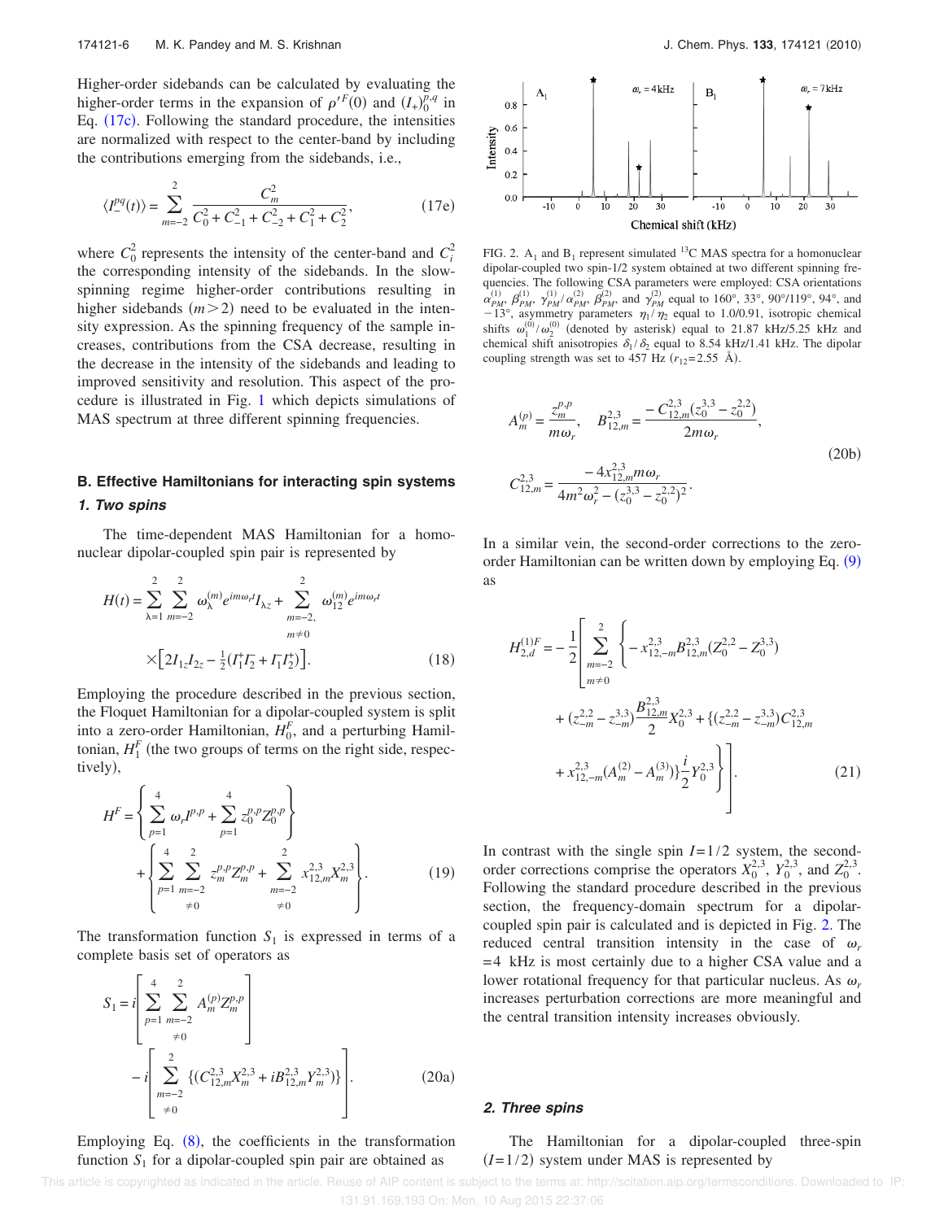Higher-order sidebands can be calculated by evaluating the higher-order terms in the expansion of $\rho'^F(0)$ and $(I_+)_0^{p,q}$ in Eq. (17c). Following the standard procedure, the intensities are normalized with respect to the center-band by including the contributions emerging from the sidebands, i.e.,

$$\langle I_-^{pq}(t)\rangle = \sum_{m=-2}^{2} \frac{C_m^2}{C_0^2 + C_{-1}^2 + C_{-2}^2 + C_1^2 + C_2^2}, \tag{17e}$$

where $C_0^2$ represents the intensity of the center-band and $C_i^2$ the corresponding intensity of the sidebands. In the slow-spinning regime higher-order contributions resulting in higher sidebands $(m>2)$ need to be evaluated in the intensity expression. As the spinning frequency of the sample increases, contributions from the CSA decrease, resulting in the decrease in the intensity of the sidebands and leading to improved sensitivity and resolution. This aspect of the procedure is illustrated in Fig. 1 which depicts simulations of MAS spectrum at three different spinning frequencies.

## B. Effective Hamiltonians for interacting spin systems

### 1. Two spins

The time-dependent MAS Hamiltonian for a homonuclear dipolar-coupled spin pair is represented by

$$H(t) = \sum_{\lambda=1}^{2}\sum_{m=-2}^{2} \omega_\lambda^{(m)} e^{im\omega_r t} I_{\lambda z} + \sum_{\substack{m=-2,\\ m\neq 0}}^{2} \omega_{12}^{(m)} e^{im\omega_r t} \times \left[2I_{1z}I_{2z} - \tfrac{1}{2}(I_1^+ I_2^- + I_1^- I_2^+)\right]. \tag{18}$$

Employing the procedure described in the previous section, the Floquet Hamiltonian for a dipolar-coupled system is split into a zero-order Hamiltonian, $H_0^F$, and a perturbing Hamiltonian, $H_1^F$ (the two groups of terms on the right side, respectively),

$$H^F = \left\{ \sum_{p=1}^{4} \omega_r I^{p,p} + \sum_{p=1}^{4} z_0^{p,p} Z_0^{p,p} \right\} + \left\{ \sum_{p=1}^{4} \sum_{\substack{m=-2\\ \neq 0}}^{2} z_m^{p,p} Z_m^{p,p} + \sum_{\substack{m=-2\\ \neq 0}}^{2} x_{12,m}^{2,3} X_m^{2,3} \right\}. \tag{19}$$

The transformation function $S_1$ is expressed in terms of a complete basis set of operators as

$$S_1 = i\left[ \sum_{p=1}^{4} \sum_{\substack{m=-2\\ \neq 0}}^{2} A_m^{(p)} Z_m^{p,p} \right] - i\left[ \sum_{\substack{m=-2\\ \neq 0}}^{2} \{(C_{12,m}^{2,3} X_m^{2,3} + iB_{12,m}^{2,3} Y_m^{2,3})\} \right]. \tag{20a}$$

Employing Eq. (8), the coefficients in the transformation function $S_1$ for a dipolar-coupled spin pair are obtained as

$$A_m^{(p)} = \frac{z_m^{p,p}}{m\omega_r}, \quad B_{12,m}^{2,3} = \frac{-C_{12,m}^{2,3}(z_0^{3,3} - z_0^{2,2})}{2m\omega_r},$$

$$C_{12,m}^{2,3} = \frac{-4x_{12,m}^{2,3} m\omega_r}{4m^2\omega_r^2 - (z_0^{3,3} - z_0^{2,2})^2}. \tag{20b}$$

In a similar vein, the second-order corrections to the zero-order Hamiltonian can be written down by employing Eq. (9) as

$$H_{2,d}^{(1)F} = -\frac{1}{2}\left[ \sum_{\substack{m=-2\\ m\neq 0}}^{2} \left\{ -x_{12,-m}^{2,3} B_{12,m}^{2,3}(Z_0^{2,2} - Z_0^{3,3}) + (z_{-m}^{2,2} - z_{-m}^{3,3}) \frac{B_{12,m}^{2,3}}{2} X_0^{2,3} + \{(z_{-m}^{2,2} - z_{-m}^{3,3}) C_{12,m}^{2,3} + x_{12,-m}^{2,3}(A_m^{(2)} - A_m^{(3)})\} \frac{i}{2} Y_0^{2,3} \right\} \right]. \tag{21}$$

In contrast with the single spin $I=1/2$ system, the second-order corrections comprise the operators $X_0^{2,3}$, $Y_0^{2,3}$, and $Z_0^{2,3}$. Following the standard procedure described in the previous section, the frequency-domain spectrum for a dipolar-coupled spin pair is calculated and is depicted in Fig. 2. The reduced central transition intensity in the case of $\omega_r = 4$ kHz is most certainly due to a higher CSA value and a lower rotational frequency for that particular nucleus. As $\omega_r$ increases perturbation corrections are more meaningful and the central transition intensity increases obviously.

FIG. 2. $A_1$ and $B_1$ represent simulated $^{13}$C MAS spectra for a homonuclear dipolar-coupled two spin-1/2 system obtained at two different spinning frequencies. The following CSA parameters were employed: CSA orientations $\alpha_{PM}^{(1)}$, $\beta_{PM}^{(1)}$, $\gamma_{PM}^{(1)}/\alpha_{PM}^{(2)}$, $\beta_{PM}^{(2)}$, and $\gamma_{PM}^{(2)}$ equal to 160°, 33°, 90°/119°, 94°, and −13°, asymmetry parameters $\eta_1/\eta_2$ equal to 1.0/0.91, isotropic chemical shifts $\omega_1^{(0)}/\omega_2^{(0)}$ (denoted by asterisk) equal to 21.87 kHz/5.25 kHz and chemical shift anisotropies $\delta_1/\delta_2$ equal to 8.54 kHz/1.41 kHz. The dipolar coupling strength was set to 457 Hz ($r_{12}$=2.55 Å).

### 2. Three spins

The Hamiltonian for a dipolar-coupled three-spin $(I=1/2)$ system under MAS is represented by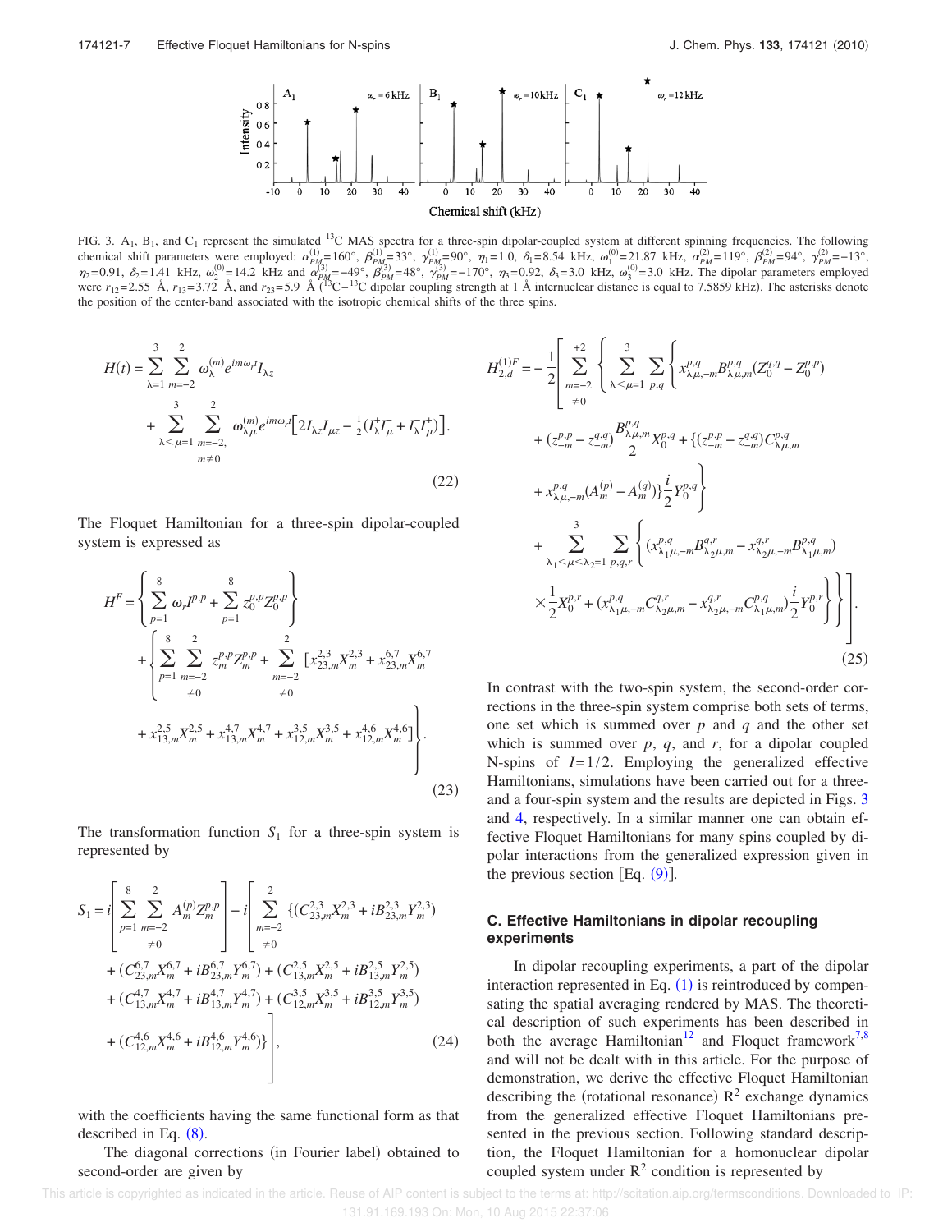FIG. 3. $A_1$, $B_1$, and $C_1$ represent the simulated $^{13}C$ MAS spectra for a three-spin dipolar-coupled system at different spinning frequencies. The following chemical shift parameters were employed: $\alpha_{PM}^{(1)}=160°$, $\beta_{PM}^{(1)}=33°$, $\gamma_{PM}^{(1)}=90°$, $\eta_1=1.0$, $\delta_1=8.54$ kHz, $\omega_1^{(0)}=21.87$ kHz, $\alpha_{PM}^{(2)}=119°$, $\beta_{PM}^{(2)}=94°$, $\gamma_{PM}^{(2)}=-13°$, $\eta_2=0.91$, $\delta_2=1.41$ kHz, $\omega_2^{(0)}=14.2$ kHz and $\alpha_{PM}^{(3)}=-49°$, $\beta_{PM}^{(3)}=48°$, $\gamma_{PM}^{(3)}=-170°$, $\eta_3=0.92$, $\delta_3=3.0$ kHz, $\omega_3^{(0)}=3.0$ kHz. The dipolar parameters employed were $r_{12}=2.55$ Å, $r_{13}=3.72$ Å, and $r_{23}=5.9$ Å ($^{13}C-^{13}C$ dipolar coupling strength at 1 Å internuclear distance is equal to 7.5859 kHz). The asterisks denote the position of the center-band associated with the isotropic chemical shifts of the three spins.

$$H(t)=\sum_{\lambda=1}^{3}\sum_{m=-2}^{2}\omega_\lambda^{(m)}e^{im\omega_r t}I_{\lambda z}+\sum_{\lambda<\mu=1}^{3}\sum_{\substack{m=-2,\\ m\neq 0}}^{2}\omega_{\lambda\mu}^{(m)}e^{im\omega_r t}\Big[2I_{\lambda z}I_{\mu z}-\tfrac{1}{2}(I_\lambda^+I_\mu^-+I_\lambda^-I_\mu^+)\Big]. \tag{22}$$

The Floquet Hamiltonian for a three-spin dipolar-coupled system is expressed as

$$\begin{aligned}H^F=&\left\{\sum_{p=1}^{8}\omega_r I^{p,p}+\sum_{p=1}^{8}z_0^{p,p}Z_0^{p,p}\right\}\\&+\left\{\sum_{p=1}^{8}\sum_{\substack{m=-2\\ \neq 0}}^{2}z_m^{p,p}Z_m^{p,p}+\sum_{\substack{m=-2\\ \neq 0}}^{2}\left[x_{23,m}^{2,3}X_m^{2,3}+x_{23,m}^{6,7}X_m^{6,7}\right.\right.\\&\left.\left.+x_{13,m}^{2,5}X_m^{2,5}+x_{13,m}^{4,7}X_m^{4,7}+x_{12,m}^{3,5}X_m^{3,5}+x_{12,m}^{4,6}X_m^{4,6}\right]\right\}.\end{aligned} \tag{23}$$

The transformation function $S_1$ for a three-spin system is represented by

$$\begin{aligned}S_1=&\,i\left[\sum_{p=1}^{8}\sum_{\substack{m=-2\\ \neq 0}}^{2}A_m^{(p)}Z_m^{p,p}\right]-i\left[\sum_{\substack{m=-2\\ \neq 0}}^{2}\{(C_{23,m}^{2,3}X_m^{2,3}+iB_{23,m}^{2,3}Y_m^{2,3})\right.\\&+(C_{23,m}^{6,7}X_m^{6,7}+iB_{23,m}^{6,7}Y_m^{6,7})+(C_{13,m}^{2,5}X_m^{2,5}+iB_{13,m}^{2,5}Y_m^{2,5})\\&+(C_{13,m}^{4,7}X_m^{4,7}+iB_{13,m}^{4,7}Y_m^{4,7})+(C_{12,m}^{3,5}X_m^{3,5}+iB_{12,m}^{3,5}Y_m^{3,5})\\&\left.+(C_{12,m}^{4,6}X_m^{4,6}+iB_{12,m}^{4,6}Y_m^{4,6})\}\right],\end{aligned} \tag{24}$$

with the coefficients having the same functional form as that described in Eq. (8).

The diagonal corrections (in Fourier label) obtained to second-order are given by

$$\begin{aligned}H_{2,d}^{(1)F}=&-\frac{1}{2}\left[\sum_{\substack{m=-2\\ \neq 0}}^{+2}\left\{\sum_{\lambda<\mu=1}^{3}\sum_{p,q}\left\{x_{\lambda\mu,-m}^{p,q}B_{\lambda\mu,m}^{p,q}(Z_0^{q,q}-Z_0^{p,p})\right.\right.\right.\\&+(z_{-m}^{p,p}-z_{-m}^{q,q})\frac{B_{\lambda\mu,m}^{p,q}}{2}X_0^{p,q}+\{(z_{-m}^{p,p}-z_{-m}^{q,q})C_{\lambda\mu,m}^{p,q}\\&\left.+x_{\lambda\mu,-m}^{p,q}(A_m^{(p)}-A_m^{(q)})\}\frac{i}{2}Y_0^{p,q}\right\}\\&+\sum_{\lambda_1<\mu<\lambda_2=1}^{3}\sum_{p,q,r}\left\{(x_{\lambda_1\mu,-m}^{p,q}B_{\lambda_2\mu,m}^{q,r}-x_{\lambda_2\mu,-m}^{q,r}B_{\lambda_1\mu,m}^{p,q})\right.\\&\left.\left.\left.\times\frac{1}{2}X_0^{p,r}+(x_{\lambda_1\mu,-m}^{p,q}C_{\lambda_2\mu,m}^{q,r}-x_{\lambda_2\mu,-m}^{q,r}C_{\lambda_1\mu,m}^{p,q})\frac{i}{2}Y_0^{p,r}\right\}\right\}\right].\end{aligned} \tag{25}$$

In contrast with the two-spin system, the second-order corrections in the three-spin system comprise both sets of terms, one set which is summed over $p$ and $q$ and the other set which is summed over $p$, $q$, and $r$, for a dipolar coupled N-spins of $I=1/2$. Employing the generalized effective Hamiltonians, simulations have been carried out for a three- and a four-spin system and the results are depicted in Figs. 3 and 4, respectively. In a similar manner one can obtain effective Floquet Hamiltonians for many spins coupled by dipolar interactions from the generalized expression given in the previous section [Eq. (9)].

### C. Effective Hamiltonians in dipolar recoupling experiments

In dipolar recoupling experiments, a part of the dipolar interaction represented in Eq. (1) is reintroduced by compensating the spatial averaging rendered by MAS. The theoretical description of such experiments has been described in both the average Hamiltonian[12] and Floquet framework[7,8] and will not be dealt with in this article. For the purpose of demonstration, we derive the effective Floquet Hamiltonian describing the (rotational resonance) $R^2$ exchange dynamics from the generalized effective Floquet Hamiltonians presented in the previous section. Following standard description, the Floquet Hamiltonian for a homonuclear dipolar coupled system under $R^2$ condition is represented by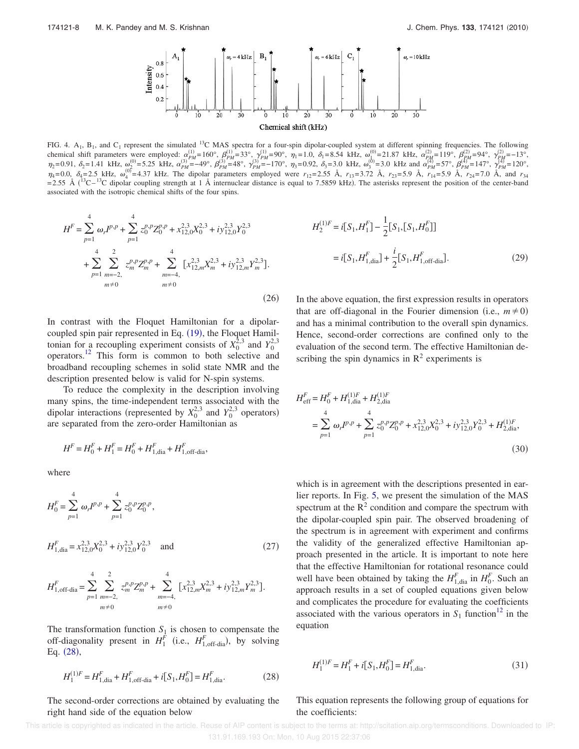FIG. 4. $A_1$, $B_1$, and $C_1$ represent the simulated $^{13}$C MAS spectra for a four-spin dipolar-coupled system at different spinning frequencies. The following chemical shift parameters were employed: $\alpha_{PM}^{(1)}=160°$, $\beta_{PM}^{(1)}=33°$, $\gamma_{PM}^{(1)}=90°$, $\eta_1=1.0$, $\delta_1=8.54$ kHz, $\omega_1^{(0)}=21.87$ kHz, $\alpha_{PM}^{(2)}=119°$, $\beta_{PM}^{(2)}=94°$, $\gamma_{PM}^{(2)}=-13°$, $\eta_2=0.91$, $\delta_2=1.41$ kHz, $\omega_2^{(0)}=5.25$ kHz, $\alpha_{PM}^{(3)}=-49°$, $\beta_{PM}^{(3)}=48°$, $\gamma_{PM}^{(3)}=-170°$, $\eta_3=0.92$, $\delta_3=3.0$ kHz, $\omega_3^{(0)}=3.0$ kHz and $\alpha_{PM}^{(4)}=57°$, $\beta_{PM}^{(4)}=147°$, $\gamma_{PM}^{(4)}=120°$, $\eta_4=0.0$, $\delta_4=2.5$ kHz, $\omega_4^{(0)}=4.37$ kHz. The dipolar parameters employed were $r_{12}=2.55$ Å, $r_{13}=3.72$ Å, $r_{23}=5.9$ Å, $r_{14}=5.9$ Å, $r_{24}=7.0$ Å, and $r_{34}=2.55$ Å ($^{13}$C–$^{13}$C dipolar coupling strength at 1 Å internuclear distance is equal to 7.5859 kHz). The asterisks represent the position of the center-band associated with the isotropic chemical shifts of the four spins.

$$H^F = \sum_{p=1}^{4} \omega_r I^{p,p} + \sum_{p=1}^{4} z_0^{p,p} Z_0^{p,p} + x_{12,0}^{2,3} X_0^{2,3} + i y_{12,0}^{2,3} Y_0^{2,3} + \sum_{p=1}^{4} \sum_{\substack{m=-2,\\ m\neq 0}}^{2} z_m^{p,p} Z_m^{p,p} + \sum_{\substack{m=-4,\\ m\neq 0}}^{4} [x_{12,m}^{2,3} X_m^{2,3} + i y_{12,m}^{2,3} Y_m^{2,3}]. \tag{26}$$

In contrast with the Floquet Hamiltonian for a dipolar-coupled spin pair represented in Eq. (19), the Floquet Hamiltonian for a recoupling experiment consists of $X_0^{2,3}$ and $Y_0^{2,3}$ operators.[12] This form is common to both selective and broadband recoupling schemes in solid state NMR and the description presented below is valid for N-spin systems.

To reduce the complexity in the description involving many spins, the time-independent terms associated with the dipolar interactions (represented by $X_0^{2,3}$ and $Y_0^{2,3}$ operators) are separated from the zero-order Hamiltonian as

$$H^F = H_0^F + H_1^F = H_0^F + H_{1,\text{dia}}^F + H_{1,\text{off-dia}}^F,$$

where

$$H_0^F = \sum_{p=1}^{4} \omega_r I^{p,p} + \sum_{p=1}^{4} z_0^{p,p} Z_0^{p,p},$$

$$H_{1,\text{dia}}^F = x_{12,0}^{2,3} X_0^{2,3} + i y_{12,0}^{2,3} Y_0^{2,3} \quad \text{and} \tag{27}$$

$$H_{1,\text{off-dia}}^F = \sum_{p=1}^{4} \sum_{\substack{m=-2,\\ m\neq 0}}^{2} z_m^{p,p} Z_m^{p,p} + \sum_{\substack{m=-4,\\ m\neq 0}}^{4} [x_{12,m}^{2,3} X_m^{2,3} + i y_{12,m}^{2,3} Y_m^{2,3}].$$

The transformation function $S_1$ is chosen to compensate the off-diagonality present in $H_1^F$ (i.e., $H_{1,\text{off-dia}}^F$), by solving Eq. (28),

$$H_1^{(1)F} = H_{1,\text{dia}}^F + H_{1,\text{off-dia}}^F + i[S_1, H_0^F] = H_{1,\text{dia}}^F. \tag{28}$$

The second-order corrections are obtained by evaluating the right hand side of the equation below

$$H_2^{(1)F} = i[S_1, H_1^F] - \frac{1}{2}[S_1,[S_1,H_0^F]]$$
$$= i[S_1, H_{1,\text{dia}}^F] + \frac{i}{2}[S_1, H_{1,\text{off-dia}}^F]. \tag{29}$$

In the above equation, the first expression results in operators that are off-diagonal in the Fourier dimension (i.e., $m \neq 0$) and has a minimal contribution to the overall spin dynamics. Hence, second-order corrections are confined only to the evaluation of the second term. The effective Hamiltonian describing the spin dynamics in $R^2$ experiments is

$$H_{\text{eff}}^F = H_0^F + H_{1,\text{dia}}^{(1)F} + H_{2,\text{dia}}^{(1)F}$$
$$= \sum_{p=1}^{4} \omega_r I^{p,p} + \sum_{p=1}^{4} z_0^{p,p} Z_0^{p,p} + x_{12,0}^{2,3} X_0^{2,3} + i y_{12,0}^{2,3} Y_0^{2,3} + H_{2,\text{dia}}^{(1)F}, \tag{30}$$

which is in agreement with the descriptions presented in earlier reports. In Fig. 5, we present the simulation of the MAS spectrum at the $R^2$ condition and compare the spectrum with the dipolar-coupled spin pair. The observed broadening of the spectrum is in agreement with experiment and confirms the validity of the generalized effective Hamiltonian approach presented in the article. It is important to note here that the effective Hamiltonian for rotational resonance could well have been obtained by taking the $H_{1,\text{dia}}^F$ in $H_0^F$. Such an approach results in a set of coupled equations given below and complicates the procedure for evaluating the coefficients associated with the various operators in $S_1$ function[12] in the equation

$$H_1^{(1)F} = H_1^F + i[S_1, H_0^F] = H_{1,\text{dia}}^F. \tag{31}$$

This equation represents the following group of equations for the coefficients: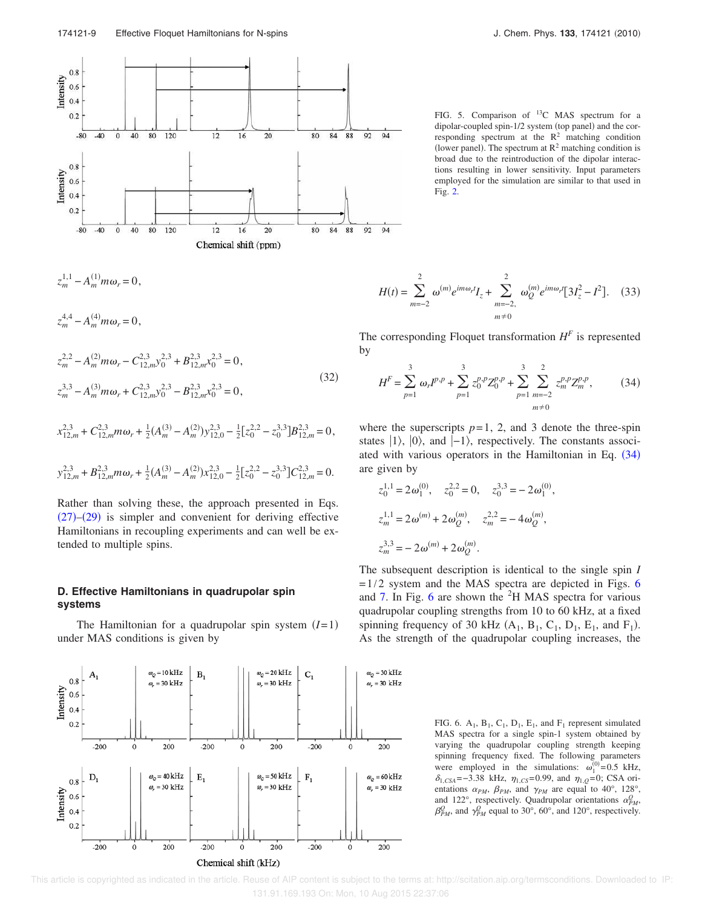FIG. 5. Comparison of $^{13}C$ MAS spectrum for a dipolar-coupled spin-1/2 system (top panel) and the corresponding spectrum at the $R^2$ matching condition (lower panel). The spectrum at $R^2$ matching condition is broad due to the reintroduction of the dipolar interactions resulting in lower sensitivity. Input parameters employed for the simulation are similar to that used in Fig. 2.

$$
\begin{aligned}
&z_m^{1,1} - A_m^{(1)} m\omega_r = 0, \\
&z_m^{4,4} - A_m^{(4)} m\omega_r = 0, \\
&z_m^{2,2} - A_m^{(2)} m\omega_r - C_{12,m}^{2,3} y_0^{2,3} + B_{12,m}^{2,3} x_0^{2,3} = 0, \\
&z_m^{3,3} - A_m^{(3)} m\omega_r + C_{12,m}^{2,3} y_0^{2,3} - B_{12,m}^{2,3} x_0^{2,3} = 0, \\
&x_{12,m}^{2,3} + C_{12,m}^{2,3} m\omega_r + \tfrac{1}{2}(A_m^{(3)} - A_m^{(2)}) y_{12,0}^{2,3} - \tfrac{1}{2}[z_0^{2,2} - z_0^{3,3}] B_{12,m}^{2,3} = 0, \\
&y_{12,m}^{2,3} + B_{12,m}^{2,3} m\omega_r + \tfrac{1}{2}(A_m^{(3)} - A_m^{(2)}) x_{12,0}^{2,3} - \tfrac{1}{2}[z_0^{2,2} - z_0^{3,3}] C_{12,m}^{2,3} = 0.
\end{aligned}
\tag{32}
$$

Rather than solving these, the approach presented in Eqs. (27)–(29) is simpler and convenient for deriving effective Hamiltonians in recoupling experiments and can well be extended to multiple spins.

### D. Effective Hamiltonians in quadrupolar spin systems

The Hamiltonian for a quadrupolar spin system $(I=1)$ under MAS conditions is given by

$$
H(t) = \sum_{m=-2}^{2} \omega^{(m)} e^{im\omega_r t} I_z + \sum_{\substack{m=-2,\\ m\neq 0}}^{2} \omega_Q^{(m)} e^{im\omega_r t} [3I_z^2 - I^2]. \tag{33}
$$

The corresponding Floquet transformation $H^F$ is represented by

$$
H^F = \sum_{p=1}^{3} \omega_r I^{p,p} + \sum_{p=1}^{3} z_0^{p,p} Z_0^{p,p} + \sum_{p=1}^{3} \sum_{\substack{m=-2\\ m\neq 0}}^{2} z_m^{p,p} Z_m^{p,p}, \tag{34}
$$

where the superscripts $p=1$, 2, and 3 denote the three-spin states $|1\rangle$, $|0\rangle$, and $|-1\rangle$, respectively. The constants associated with various operators in the Hamiltonian in Eq. (34) are given by

$$
z_0^{1,1} = 2\omega_1^{(0)}, \quad z_0^{2,2} = 0, \quad z_0^{3,3} = -2\omega_1^{(0)},
$$

$$
z_m^{1,1} = 2\omega^{(m)} + 2\omega_Q^{(m)}, \quad z_m^{2,2} = -4\omega_Q^{(m)},
$$

$$
z_m^{3,3} = -2\omega^{(m)} + 2\omega_Q^{(m)}.
$$

The subsequent description is identical to the single spin $I=1/2$ system and the MAS spectra are depicted in Figs. 6 and 7. In Fig. 6 are shown the $^2H$ MAS spectra for various quadrupolar coupling strengths from 10 to 60 kHz, at a fixed spinning frequency of 30 kHz ($A_1$, $B_1$, $C_1$, $D_1$, $E_1$, and $F_1$). As the strength of the quadrupolar coupling increases, the

FIG. 6. $A_1$, $B_1$, $C_1$, $D_1$, $E_1$, and $F_1$ represent simulated MAS spectra for a single spin-1 system obtained by varying the quadrupolar coupling strength keeping spinning frequency fixed. The following parameters were employed in the simulations: $\omega_1^{(0)}=0.5$ kHz, $\delta_{1,CSA}=-3.38$ kHz, $\eta_{1,CS}=0.99$, and $\eta_{1,Q}=0$; CSA orientations $\alpha_{PM}$, $\beta_{PM}$, and $\gamma_{PM}$ are equal to 40°, 128°, and 122°, respectively. Quadrupolar orientations $\alpha_{PM}^Q$, $\beta_{PM}^Q$, and $\gamma_{PM}^Q$ equal to 30°, 60°, and 120°, respectively.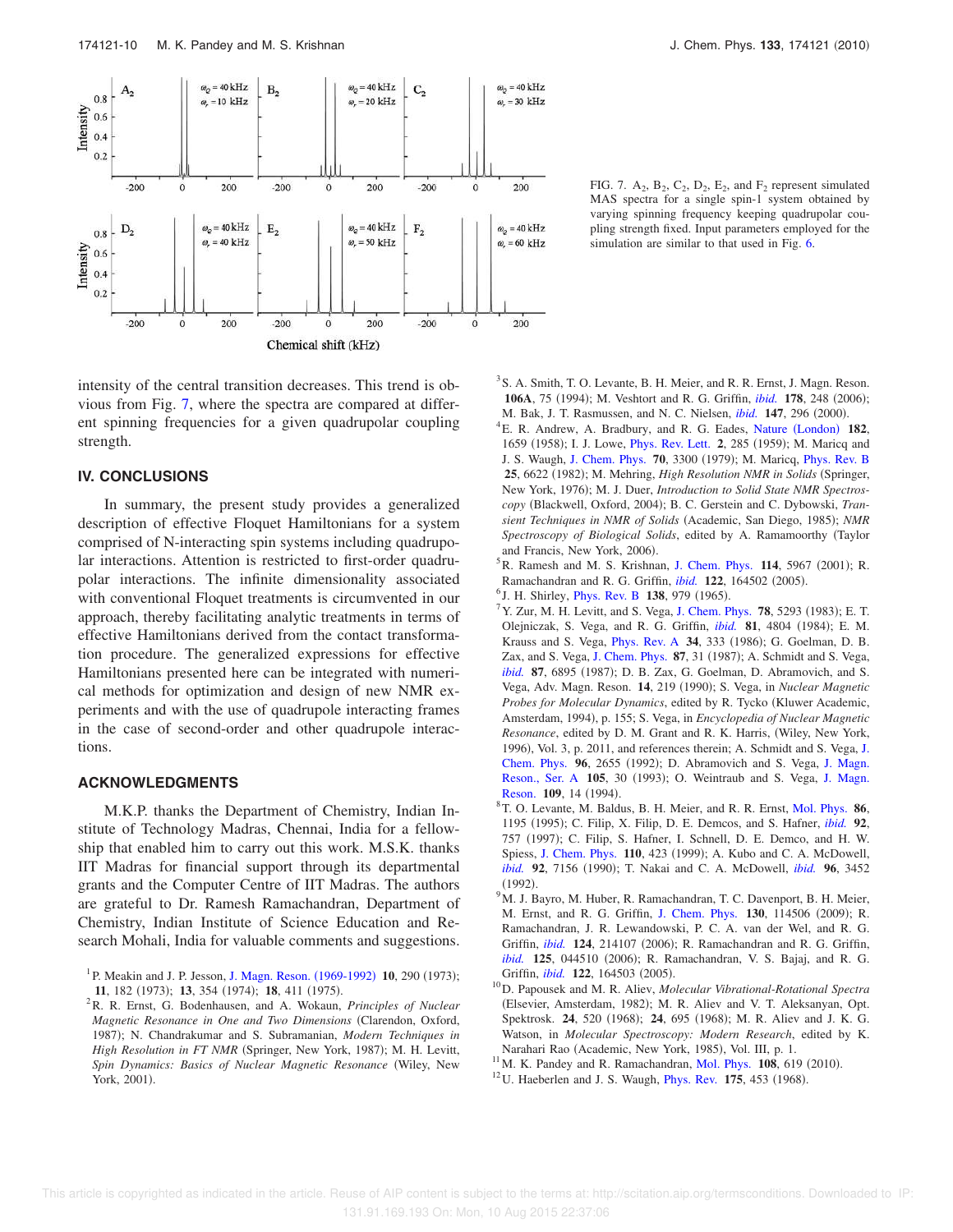A₂

$\omega_Q = 40$ kHz
$\omega_r = 10$ kHz

B₂

$\omega_Q = 40$ kHz
$\omega_r = 20$ kHz

C₂

$\omega_Q = 40$ kHz
$\omega_r = 30$ kHz

D₂

$\omega_Q = 40$ kHz
$\omega_r = 40$ kHz

E₂

$\omega_Q = 40$ kHz
$\omega_r = 50$ kHz

F₂

$\omega_Q = 40$ kHz
$\omega_r = 60$ kHz

Intensity

0.8
0.6
0.4
0.2

-200 0 200

Chemical shift (kHz)

FIG. 7. $A_2$, $B_2$, $C_2$, $D_2$, $E_2$, and $F_2$ represent simulated MAS spectra for a single spin-1 system obtained by varying spinning frequency keeping quadrupolar coupling strength fixed. Input parameters employed for the simulation are similar to that used in Fig. 6.

intensity of the central transition decreases. This trend is obvious from Fig. 7, where the spectra are compared at different spinning frequencies for a given quadrupolar coupling strength.

## IV. CONCLUSIONS

In summary, the present study provides a generalized description of effective Floquet Hamiltonians for a system comprised of N-interacting spin systems including quadrupolar interactions. Attention is restricted to first-order quadrupolar interactions. The infinite dimensionality associated with conventional Floquet treatments is circumvented in our approach, thereby facilitating analytic treatments in terms of effective Hamiltonians derived from the contact transformation procedure. The generalized expressions for effective Hamiltonians presented here can be integrated with numerical methods for optimization and design of new NMR experiments and with the use of quadrupole interacting frames in the case of second-order and other quadrupole interactions.

## ACKNOWLEDGMENTS

M.K.P. thanks the Department of Chemistry, Indian Institute of Technology Madras, Chennai, India for a fellowship that enabled him to carry out this work. M.S.K. thanks IIT Madras for financial support through its departmental grants and the Computer Centre of IIT Madras. The authors are grateful to Dr. Ramesh Ramachandran, Department of Chemistry, Indian Institute of Science Education and Research Mohali, India for valuable comments and suggestions.

[1] P. Meakin and J. P. Jesson, J. Magn. Reson. (1969-1992) **10**, 290 (1973); **11**, 182 (1973); **13**, 354 (1974); **18**, 411 (1975).

[2] R. R. Ernst, G. Bodenhausen, and A. Wokaun, *Principles of Nuclear Magnetic Resonance in One and Two Dimensions* (Clarendon, Oxford, 1987); N. Chandrakumar and S. Subramanian, *Modern Techniques in High Resolution in FT NMR* (Springer, New York, 1987); M. H. Levitt, *Spin Dynamics: Basics of Nuclear Magnetic Resonance* (Wiley, New York, 2001).

[3] S. A. Smith, T. O. Levante, B. H. Meier, and R. R. Ernst, J. Magn. Reson. **106A**, 75 (1994); M. Veshtort and R. G. Griffin, *ibid.* **178**, 248 (2006); M. Bak, J. T. Rasmussen, and N. C. Nielsen, *ibid.* **147**, 296 (2000).

[4] E. R. Andrew, A. Bradbury, and R. G. Eades, Nature (London) **182**, 1659 (1958); I. J. Lowe, Phys. Rev. Lett. **2**, 285 (1959); M. Maricq and J. S. Waugh, J. Chem. Phys. **70**, 3300 (1979); M. Maricq, Phys. Rev. B **25**, 6622 (1982); M. Mehring, *High Resolution NMR in Solids* (Springer, New York, 1976); M. J. Duer, *Introduction to Solid State NMR Spectroscopy* (Blackwell, Oxford, 2004); B. C. Gerstein and C. Dybowski, *Transient Techniques in NMR of Solids* (Academic, San Diego, 1985); *NMR Spectroscopy of Biological Solids*, edited by A. Ramamoorthy (Taylor and Francis, New York, 2006).

[5] R. Ramesh and M. S. Krishnan, J. Chem. Phys. **114**, 5967 (2001); R. Ramachandran and R. G. Griffin, *ibid.* **122**, 164502 (2005).

[6] J. H. Shirley, Phys. Rev. B **138**, 979 (1965).

[7] Y. Zur, M. H. Levitt, and S. Vega, J. Chem. Phys. **78**, 5293 (1983); E. T. Olejniczak, S. Vega, and R. G. Griffin, *ibid.* **81**, 4804 (1984); E. M. Krauss and S. Vega, Phys. Rev. A **34**, 333 (1986); G. Goelman, D. B. Zax, and S. Vega, J. Chem. Phys. **87**, 31 (1987); A. Schmidt and S. Vega, *ibid.* **87**, 6895 (1987); D. B. Zax, G. Goelman, D. Abramovich, and S. Vega, Adv. Magn. Reson. **14**, 219 (1990); S. Vega, in *Nuclear Magnetic Probes for Molecular Dynamics*, edited by R. Tycko (Kluwer Academic, Amsterdam, 1994), p. 155; S. Vega, in *Encyclopedia of Nuclear Magnetic Resonance*, edited by D. M. Grant and R. K. Harris, (Wiley, New York, 1996), Vol. 3, p. 2011, and references therein; A. Schmidt and S. Vega, J. Chem. Phys. **96**, 2655 (1992); D. Abramovich and S. Vega, J. Magn. Reson., Ser. A **105**, 30 (1993); O. Weintraub and S. Vega, J. Magn. Reson. **109**, 14 (1994).

[8] T. O. Levante, M. Baldus, B. H. Meier, and R. R. Ernst, Mol. Phys. **86**, 1195 (1995); C. Filip, X. Filip, D. E. Demcos, and S. Hafner, *ibid.* **92**, 757 (1997); C. Filip, S. Hafner, I. Schnell, D. E. Demco, and H. W. Spiess, J. Chem. Phys. **110**, 423 (1999); A. Kubo and C. A. McDowell, *ibid.* **92**, 7156 (1990); T. Nakai and C. A. McDowell, *ibid.* **96**, 3452 (1992).

[9] M. J. Bayro, M. Huber, R. Ramachandran, T. C. Davenport, B. H. Meier, M. Ernst, and R. G. Griffin, J. Chem. Phys. **130**, 114506 (2009); R. Ramachandran, J. R. Lewandowski, P. C. A. van der Wel, and R. G. Griffin, *ibid.* **124**, 214107 (2006); R. Ramachandran and R. G. Griffin, *ibid.* **125**, 044510 (2006); R. Ramachandran, V. S. Bajaj, and R. G. Griffin, *ibid.* **122**, 164503 (2005).

[10] D. Papousek and M. R. Aliev, *Molecular Vibrational-Rotational Spectra* (Elsevier, Amsterdam, 1982); M. R. Aliev and V. T. Aleksanyan, Opt. Spektrosk. **24**, 520 (1968); **24**, 695 (1968); M. R. Aliev and J. K. G. Watson, in *Molecular Spectroscopy: Modern Research*, edited by K. Narahari Rao (Academic, New York, 1985), Vol. III, p. 1.

[11] M. K. Pandey and R. Ramachandran, Mol. Phys. **108**, 619 (2010).

[12] U. Haeberlen and J. S. Waugh, Phys. Rev. **175**, 453 (1968).